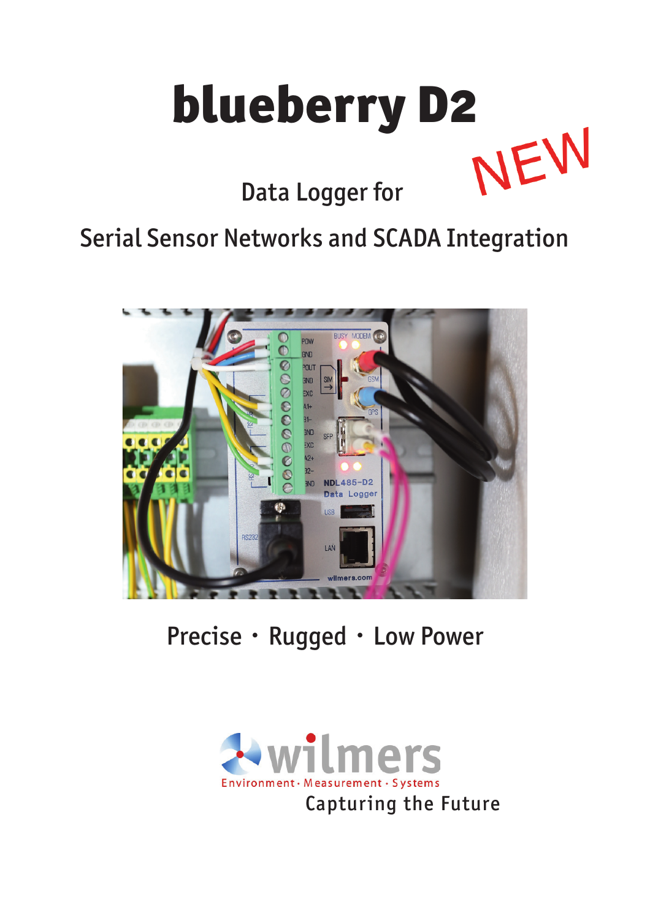# blueberry D2

NEW

## Data Logger for

## Serial Sensor Networks and SCADA Integration

Precise · Rugged · Low Power

wilmers

Environment · Measurement · Systems

Capturing the Future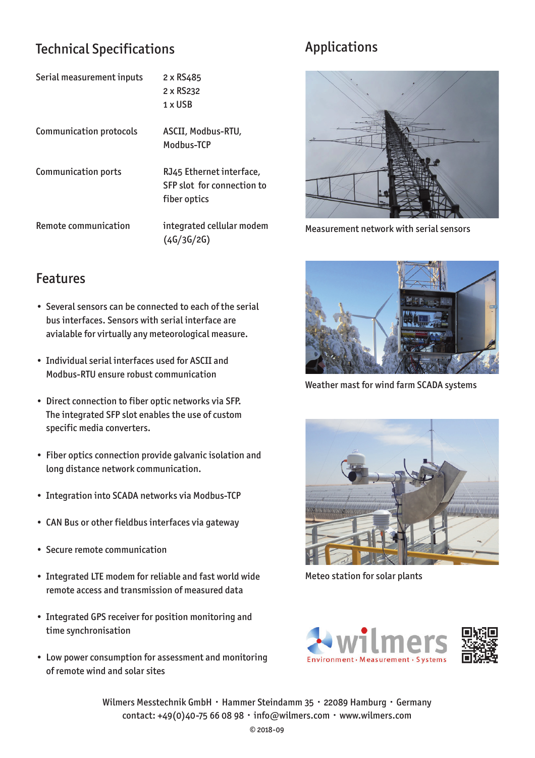## Technical Specifications

| | |
|---|---|
| Serial measurement inputs | 2 x RS485<br>2 x RS232<br>1 x USB |
| Communication protocols | ASCII, Modbus-RTU, Modbus-TCP |
| Communication ports | RJ45 Ethernet interface, SFP slot for connection to fiber optics |
| Remote communication | integrated cellular modem (4G/3G/2G) |

## Features

- Several sensors can be connected to each of the serial bus interfaces. Sensors with serial interface are avialable for virtually any meteorological measure.
- Individual serial interfaces used for ASCII and Modbus-RTU ensure robust communication
- Direct connection to fiber optic networks via SFP. The integrated SFP slot enables the use of custom specific media converters.
- Fiber optics connection provide galvanic isolation and long distance network communication.
- Integration into SCADA networks via Modbus-TCP
- CAN Bus or other fieldbus interfaces via gateway
- Secure remote communication
- Integrated LTE modem for reliable and fast world wide remote access and transmission of measured data
- Integrated GPS receiver for position monitoring and time synchronisation
- Low power consumption for assessment and monitoring of remote wind and solar sites

## Applications

Measurement network with serial sensors

Weather mast for wind farm SCADA systems

Meteo station for solar plants

wilmers
Environment · Measurement · Systems

Wilmers Messtechnik GmbH · Hammer Steindamm 35 · 22089 Hamburg · Germany
contact: +49(0)40-75 66 08 98 · info@wilmers.com · www.wilmers.com

© 2018-09